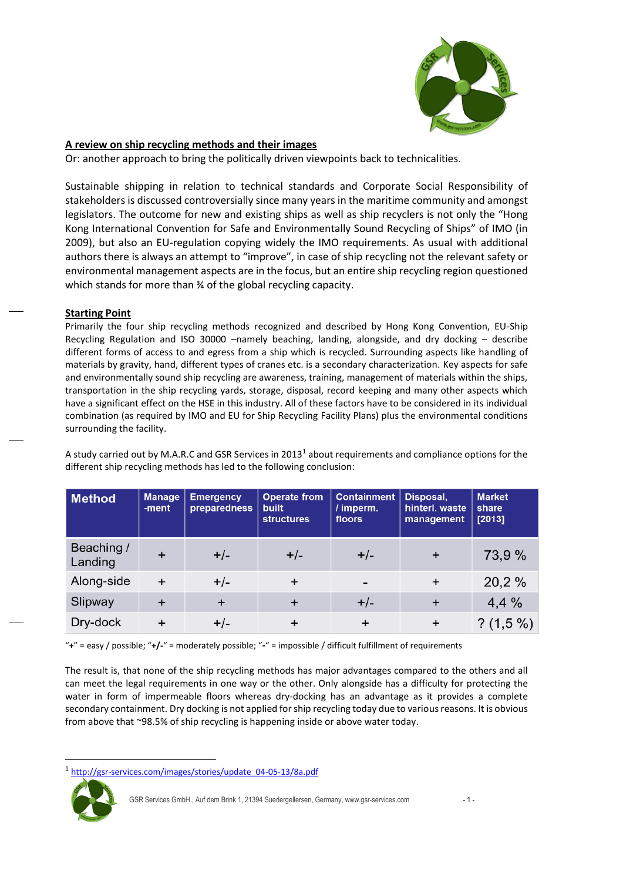## A review on ship recycling methods and their images

Or: another approach to bring the politically driven viewpoints back to technicalities.

Sustainable shipping in relation to technical standards and Corporate Social Responsibility of stakeholders is discussed controversially since many years in the maritime community and amongst legislators. The outcome for new and existing ships as well as ship recyclers is not only the "Hong Kong International Convention for Safe and Environmentally Sound Recycling of Ships" of IMO (in 2009), but also an EU-regulation copying widely the IMO requirements. As usual with additional authors there is always an attempt to "improve", in case of ship recycling not the relevant safety or environmental management aspects are in the focus, but an entire ship recycling region questioned which stands for more than ¾ of the global recycling capacity.

### Starting Point

Primarily the four ship recycling methods recognized and described by Hong Kong Convention, EU-Ship Recycling Regulation and ISO 30000 –namely beaching, landing, alongside, and dry docking – describe different forms of access to and egress from a ship which is recycled. Surrounding aspects like handling of materials by gravity, hand, different types of cranes etc. is a secondary characterization. Key aspects for safe and environmentally sound ship recycling are awareness, training, management of materials within the ships, transportation in the ship recycling yards, storage, disposal, record keeping and many other aspects which have a significant effect on the HSE in this industry. All of these factors have to be considered in its individual combination (as required by IMO and EU for Ship Recycling Facility Plans) plus the environmental conditions surrounding the facility.

A study carried out by M.A.R.C and GSR Services in 2013[1] about requirements and compliance options for the different ship recycling methods has led to the following conclusion:

| Method | Manage-ment | Emergency preparedness | Operate from built structures | Containment / imperm. floors | Disposal, hinterl. waste management | Market share [2013] |
|---|---|---|---|---|---|---|
| Beaching / Landing | + | +/- | +/- | +/- | + | 73,9 % |
| Along-side | + | +/- | + | - | + | 20,2 % |
| Slipway | + | + | + | +/- | + | 4,4 % |
| Dry-dock | + | +/- | + | + | + | ? (1,5 %) |

"**+**" = easy / possible; "**+/-**" = moderately possible; "**-**" = impossible / difficult fulfillment of requirements

The result is, that none of the ship recycling methods has major advantages compared to the others and all can meet the legal requirements in one way or the other. Only alongside has a difficulty for protecting the water in form of impermeable floors whereas dry-docking has an advantage as it provides a complete secondary containment. Dry docking is not applied for ship recycling today due to various reasons. It is obvious from above that ~98.5% of ship recycling is happening inside or above water today.

---

[1] http://gsr-services.com/images/stories/update_04-05-13/8a.pdf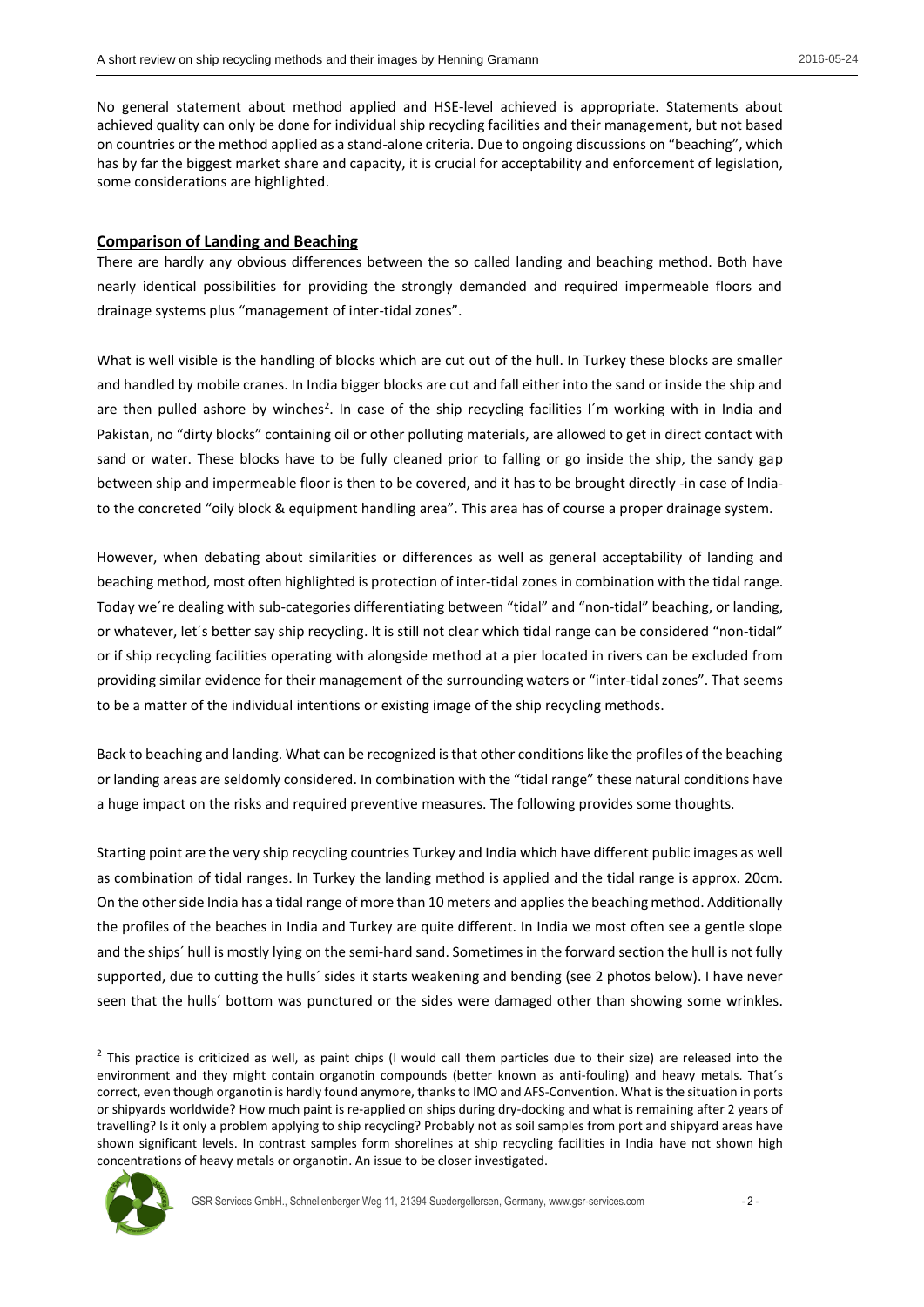No general statement about method applied and HSE-level achieved is appropriate. Statements about achieved quality can only be done for individual ship recycling facilities and their management, but not based on countries or the method applied as a stand-alone criteria. Due to ongoing discussions on "beaching", which has by far the biggest market share and capacity, it is crucial for acceptability and enforcement of legislation, some considerations are highlighted.

## Comparison of Landing and Beaching

There are hardly any obvious differences between the so called landing and beaching method. Both have nearly identical possibilities for providing the strongly demanded and required impermeable floors and drainage systems plus "management of inter-tidal zones".

What is well visible is the handling of blocks which are cut out of the hull. In Turkey these blocks are smaller and handled by mobile cranes. In India bigger blocks are cut and fall either into the sand or inside the ship and are then pulled ashore by winches[2]. In case of the ship recycling facilities I´m working with in India and Pakistan, no "dirty blocks" containing oil or other polluting materials, are allowed to get in direct contact with sand or water. These blocks have to be fully cleaned prior to falling or go inside the ship, the sandy gap between ship and impermeable floor is then to be covered, and it has to be brought directly -in case of India- to the concreted "oily block & equipment handling area". This area has of course a proper drainage system.

However, when debating about similarities or differences as well as general acceptability of landing and beaching method, most often highlighted is protection of inter-tidal zones in combination with the tidal range. Today we´re dealing with sub-categories differentiating between "tidal" and "non-tidal" beaching, or landing, or whatever, let´s better say ship recycling. It is still not clear which tidal range can be considered "non-tidal" or if ship recycling facilities operating with alongside method at a pier located in rivers can be excluded from providing similar evidence for their management of the surrounding waters or "inter-tidal zones". That seems to be a matter of the individual intentions or existing image of the ship recycling methods.

Back to beaching and landing. What can be recognized is that other conditions like the profiles of the beaching or landing areas are seldomly considered. In combination with the "tidal range" these natural conditions have a huge impact on the risks and required preventive measures. The following provides some thoughts.

Starting point are the very ship recycling countries Turkey and India which have different public images as well as combination of tidal ranges. In Turkey the landing method is applied and the tidal range is approx. 20cm. On the other side India has a tidal range of more than 10 meters and applies the beaching method. Additionally the profiles of the beaches in India and Turkey are quite different. In India we most often see a gentle slope and the ships´ hull is mostly lying on the semi-hard sand. Sometimes in the forward section the hull is not fully supported, due to cutting the hulls´ sides it starts weakening and bending (see 2 photos below). I have never seen that the hulls´ bottom was punctured or the sides were damaged other than showing some wrinkles.

[2] This practice is criticized as well, as paint chips (I would call them particles due to their size) are released into the environment and they might contain organotin compounds (better known as anti-fouling) and heavy metals. That´s correct, even though organotin is hardly found anymore, thanks to IMO and AFS-Convention. What is the situation in ports or shipyards worldwide? How much paint is re-applied on ships during dry-docking and what is remaining after 2 years of travelling? Is it only a problem applying to ship recycling? Probably not as soil samples from port and shipyard areas have shown significant levels. In contrast samples form shorelines at ship recycling facilities in India have not shown high concentrations of heavy metals or organotin. An issue to be closer investigated.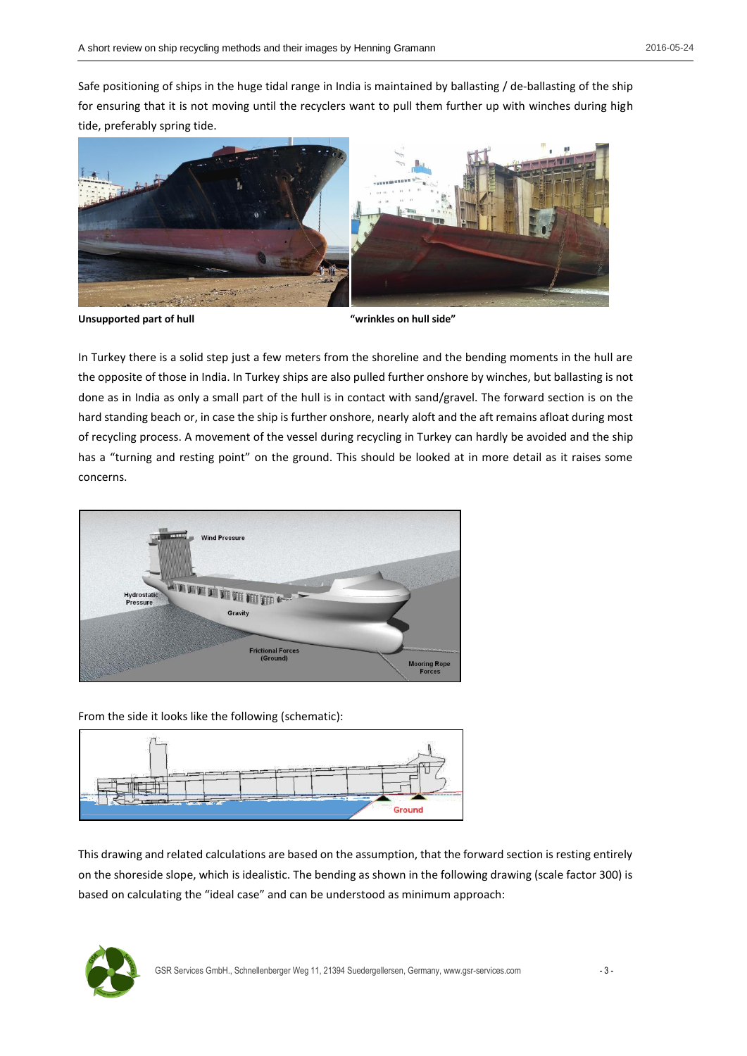Safe positioning of ships in the huge tidal range in India is maintained by ballasting / de-ballasting of the ship for ensuring that it is not moving until the recyclers want to pull them further up with winches during high tide, preferably spring tide.

**Unsupported part of hull** **"wrinkles on hull side"**

In Turkey there is a solid step just a few meters from the shoreline and the bending moments in the hull are the opposite of those in India. In Turkey ships are also pulled further onshore by winches, but ballasting is not done as in India as only a small part of the hull is in contact with sand/gravel. The forward section is on the hard standing beach or, in case the ship is further onshore, nearly aloft and the aft remains afloat during most of recycling process. A movement of the vessel during recycling in Turkey can hardly be avoided and the ship has a "turning and resting point" on the ground. This should be looked at in more detail as it raises some concerns.

From the side it looks like the following (schematic):

This drawing and related calculations are based on the assumption, that the forward section is resting entirely on the shoreside slope, which is idealistic. The bending as shown in the following drawing (scale factor 300) is based on calculating the "ideal case" and can be understood as minimum approach: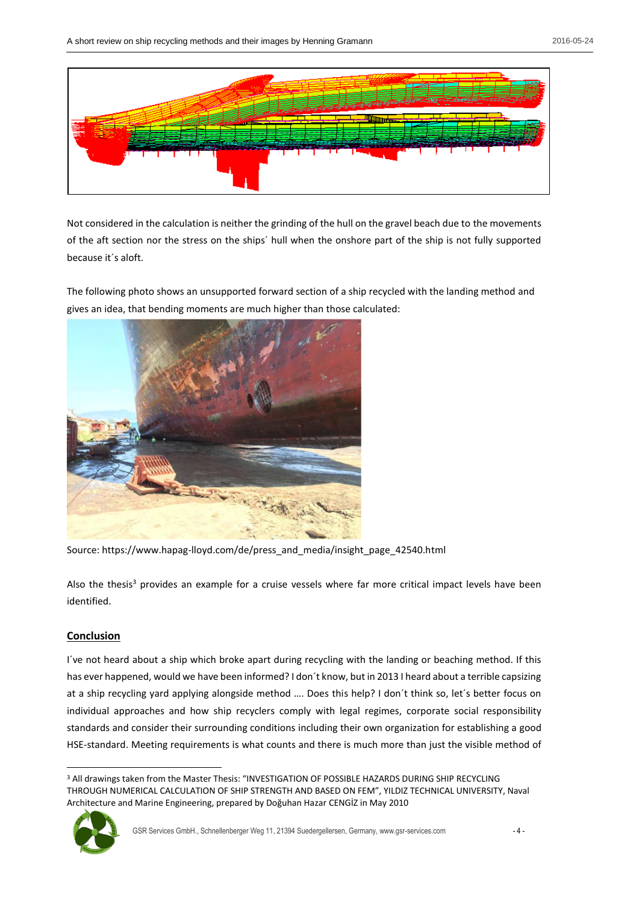Not considered in the calculation is neither the grinding of the hull on the gravel beach due to the movements of the aft section nor the stress on the ships´ hull when the onshore part of the ship is not fully supported because it´s aloft.

The following photo shows an unsupported forward section of a ship recycled with the landing method and gives an idea, that bending moments are much higher than those calculated:

Source: https://www.hapag-lloyd.com/de/press_and_media/insight_page_42540.html

Also the thesis[3] provides an example for a cruise vessels where far more critical impact levels have been identified.

## Conclusion

I´ve not heard about a ship which broke apart during recycling with the landing or beaching method. If this has ever happened, would we have been informed? I don´t know, but in 2013 I heard about a terrible capsizing at a ship recycling yard applying alongside method …. Does this help? I don´t think so, let´s better focus on individual approaches and how ship recyclers comply with legal regimes, corporate social responsibility standards and consider their surrounding conditions including their own organization for establishing a good HSE-standard. Meeting requirements is what counts and there is much more than just the visible method of

[3] All drawings taken from the Master Thesis: "INVESTIGATION OF POSSIBLE HAZARDS DURING SHIP RECYCLING THROUGH NUMERICAL CALCULATION OF SHIP STRENGTH AND BASED ON FEM", YILDIZ TECHNICAL UNIVERSITY, Naval Architecture and Marine Engineering, prepared by Doğuhan Hazar CENGİZ in May 2010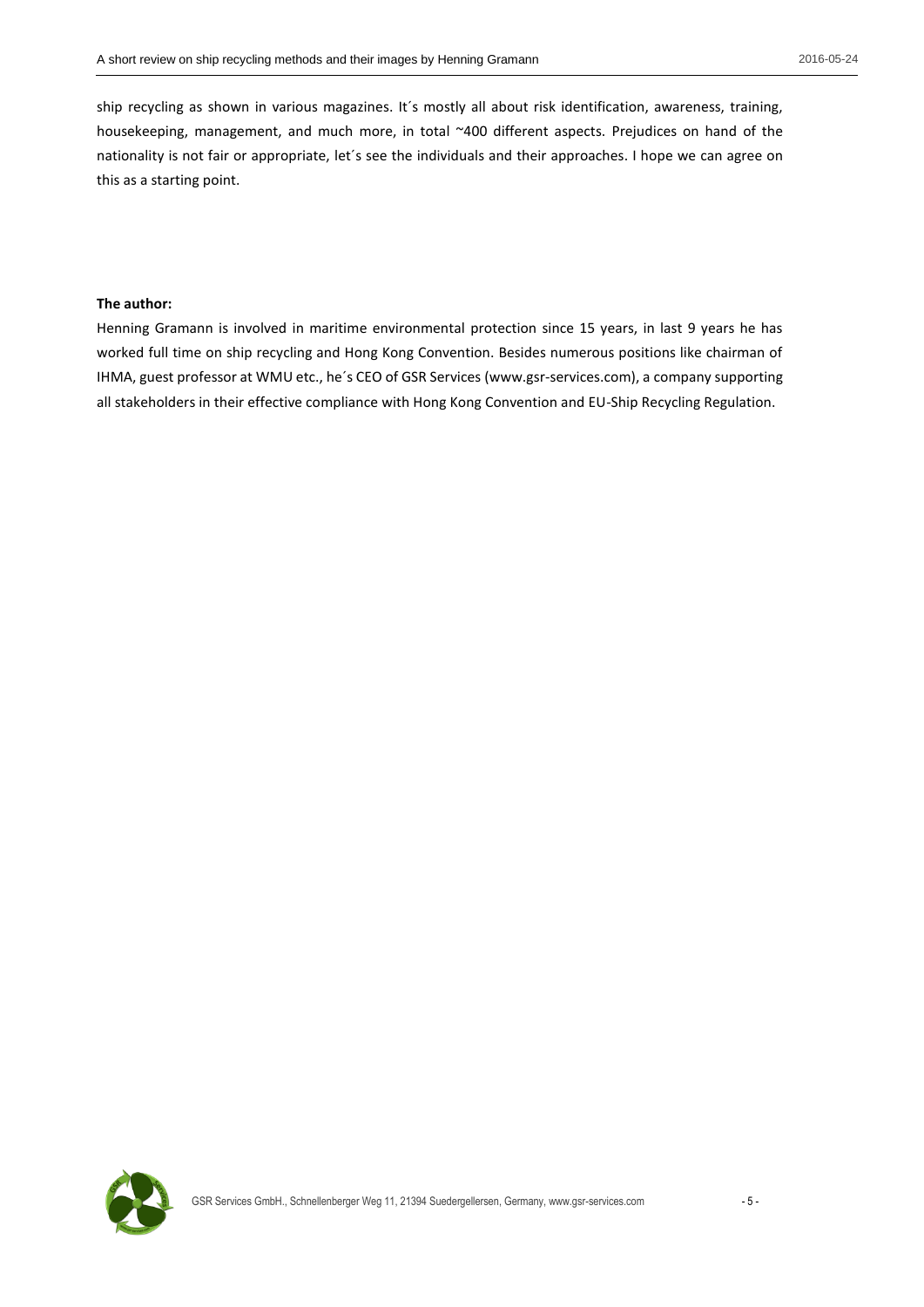ship recycling as shown in various magazines. It´s mostly all about risk identification, awareness, training, housekeeping, management, and much more, in total ~400 different aspects. Prejudices on hand of the nationality is not fair or appropriate, let´s see the individuals and their approaches. I hope we can agree on this as a starting point.

**The author:**

Henning Gramann is involved in maritime environmental protection since 15 years, in last 9 years he has worked full time on ship recycling and Hong Kong Convention. Besides numerous positions like chairman of IHMA, guest professor at WMU etc., he´s CEO of GSR Services (www.gsr-services.com), a company supporting all stakeholders in their effective compliance with Hong Kong Convention and EU-Ship Recycling Regulation.